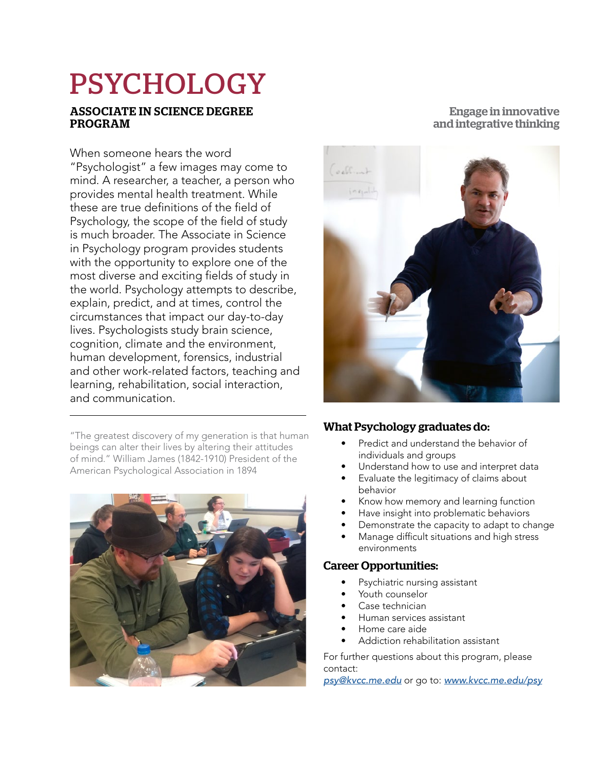# PSYCHOLOGY

## ASSOCIATE IN SCIENCE DEGREE PROGRAM

**Engage in innovative and integrative thinking**

When someone hears the word "Psychologist" a few images may come to mind. A researcher, a teacher, a person who provides mental health treatment. While these are true definitions of the field of Psychology, the scope of the field of study is much broader. The Associate in Science in Psychology program provides students with the opportunity to explore one of the most diverse and exciting fields of study in the world. Psychology attempts to describe, explain, predict, and at times, control the circumstances that impact our day-to-day lives. Psychologists study brain science, cognition, climate and the environment, human development, forensics, industrial and other work-related factors, teaching and learning, rehabilitation, social interaction, and communication.

---

"The greatest discovery of my generation is that human beings can alter their lives by altering their attitudes of mind." William James (1842-1910) President of the American Psychological Association in 1894

### What Psychology graduates do:

- Predict and understand the behavior of individuals and groups
- Understand how to use and interpret data
- Evaluate the legitimacy of claims about behavior
- Know how memory and learning function
- Have insight into problematic behaviors
- Demonstrate the capacity to adapt to change
- Manage difficult situations and high stress environments

### Career Opportunities:

- Psychiatric nursing assistant
- Youth counselor
- Case technician
- Human services assistant
- Home care aide
- Addiction rehabilitation assistant

For further questions about this program, please contact:
[psy@kvcc.me.edu](mailto:psy@kvcc.me.edu) or go to: [www.kvcc.me.edu/psy](http://www.kvcc.me.edu/psy)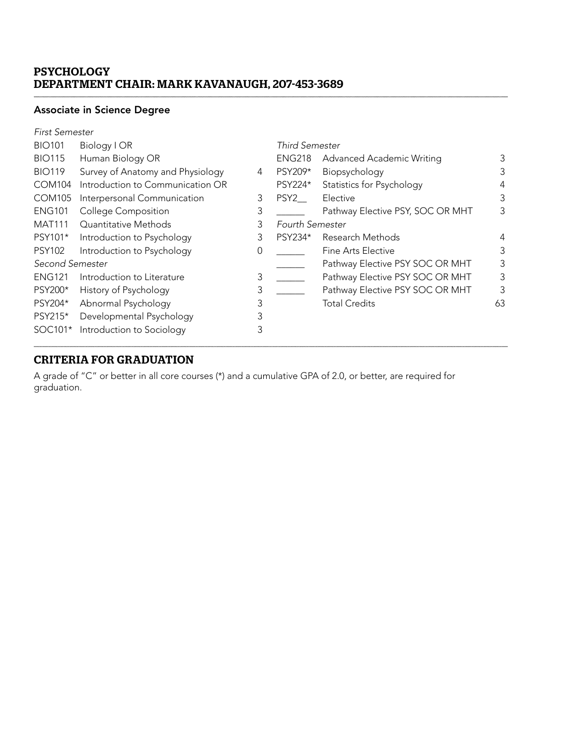## PSYCHOLOGY
## DEPARTMENT CHAIR: MARK KAVANAUGH, 207-453-3689

### Associate in Science Degree

| | | |
|---|---|---|
| *First Semester* | | |
| BIO101 | Biology I OR | |
| BIO115 | Human Biology OR | |
| BIO119 | Survey of Anatomy and Physiology | 4 |
| COM104 | Introduction to Communication OR | |
| COM105 | Interpersonal Communication | 3 |
| ENG101 | College Composition | 3 |
| MAT111 | Quantitative Methods | 3 |
| PSY101* | Introduction to Psychology | 3 |
| PSY102 | Introduction to Psychology | 0 |
| *Second Semester* | | |
| ENG121 | Introduction to Literature | 3 |
| PSY200* | History of Psychology | 3 |
| PSY204* | Abnormal Psychology | 3 |
| PSY215* | Developmental Psychology | 3 |
| SOC101* | Introduction to Sociology | 3 |
| *Third Semester* | | |
| ENG218 | Advanced Academic Writing | 3 |
| PSY209* | Biopsychology | 3 |
| PSY224* | Statistics for Psychology | 4 |
| PSY2__ | Elective | 3 |
| ______ | Pathway Elective PSY, SOC OR MHT | 3 |
| *Fourth Semester* | | |
| PSY234* | Research Methods | 4 |
| ______ | Fine Arts Elective | 3 |
| ______ | Pathway Elective PSY SOC OR MHT | 3 |
| ______ | Pathway Elective PSY SOC OR MHT | 3 |
| ______ | Pathway Elective PSY SOC OR MHT | 3 |
| | Total Credits | 63 |

## CRITERIA FOR GRADUATION

A grade of "C" or better in all core courses (*) and a cumulative GPA of 2.0, or better, are required for graduation.